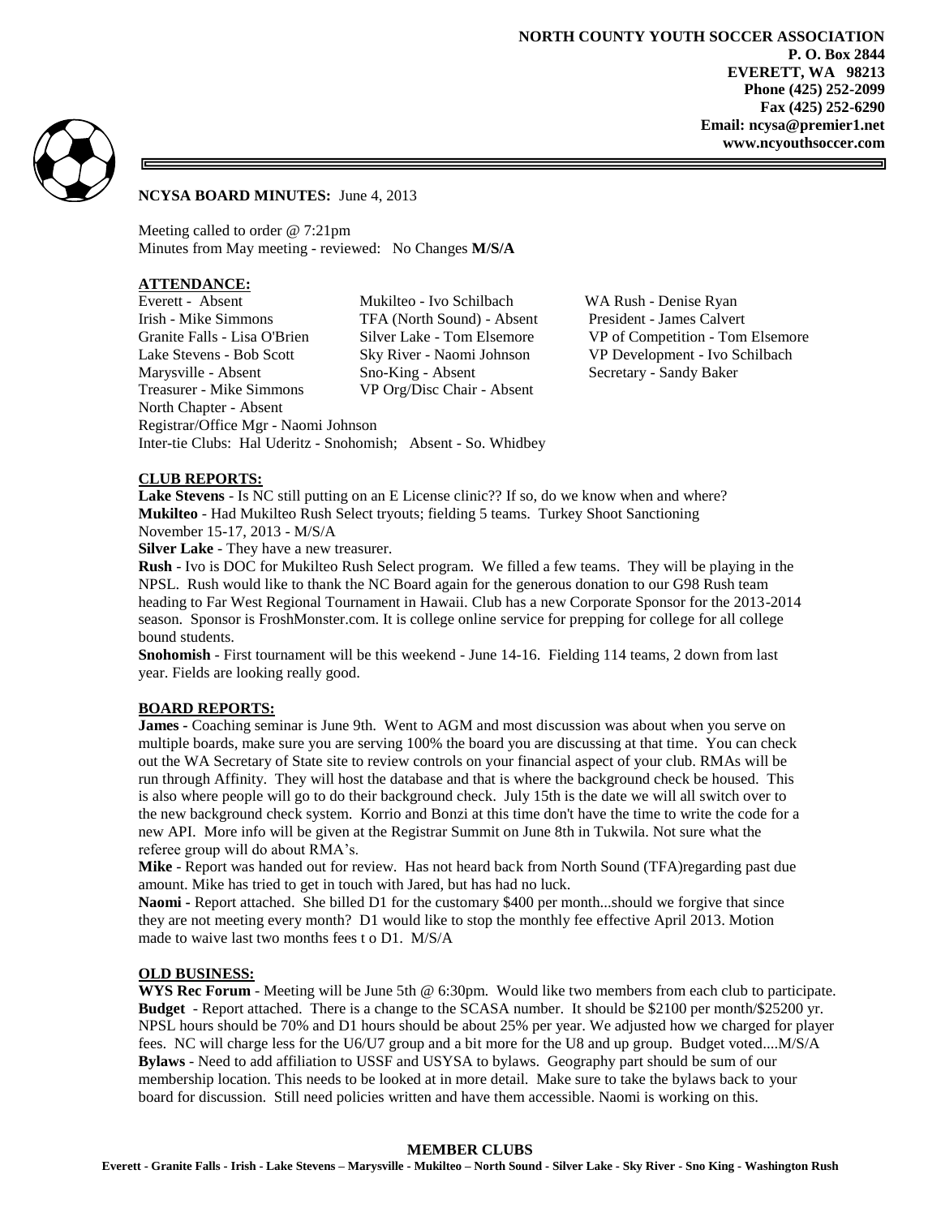**NORTH COUNTY YOUTH SOCCER ASSOCIATION**
**P. O. Box 2844**
**EVERETT, WA 98213**
**Phone (425) 252-2099**
**Fax (425) 252-6290**
**Email: ncysa@premier1.net**
**www.ncyouthsoccer.com**

**NCYSA BOARD MINUTES:** June 4, 2013

Meeting called to order @ 7:21pm
Minutes from May meeting - reviewed: No Changes **M/S/A**

## ATTENDANCE:

Everett - Absent
Irish - Mike Simmons
Granite Falls - Lisa O'Brien
Lake Stevens - Bob Scott
Marysville - Absent
Treasurer - Mike Simmons
North Chapter - Absent
Registrar/Office Mgr - Naomi Johnson
Inter-tie Clubs: Hal Uderitz - Snohomish; Absent - So. Whidbey

Mukilteo - Ivo Schilbach
TFA (North Sound) - Absent
Silver Lake - Tom Elsemore
Sky River - Naomi Johnson
Sno-King - Absent
VP Org/Disc Chair - Absent

WA Rush - Denise Ryan
President - James Calvert
VP of Competition - Tom Elsemore
VP Development - Ivo Schilbach
Secretary - Sandy Baker

## CLUB REPORTS:

**Lake Stevens** - Is NC still putting on an E License clinic?? If so, do we know when and where?
**Mukilteo** - Had Mukilteo Rush Select tryouts; fielding 5 teams. Turkey Shoot Sanctioning November 15-17, 2013 - M/S/A
**Silver Lake** - They have a new treasurer.
**Rush** - Ivo is DOC for Mukilteo Rush Select program. We filled a few teams. They will be playing in the NPSL. Rush would like to thank the NC Board again for the generous donation to our G98 Rush team heading to Far West Regional Tournament in Hawaii. Club has a new Corporate Sponsor for the 2013-2014 season. Sponsor is FroshMonster.com. It is college online service for prepping for college for all college bound students.
**Snohomish** - First tournament will be this weekend - June 14-16. Fielding 114 teams, 2 down from last year. Fields are looking really good.

## BOARD REPORTS:

**James -** Coaching seminar is June 9th. Went to AGM and most discussion was about when you serve on multiple boards, make sure you are serving 100% the board you are discussing at that time. You can check out the WA Secretary of State site to review controls on your financial aspect of your club. RMAs will be run through Affinity. They will host the database and that is where the background check be housed. This is also where people will go to do their background check. July 15th is the date we will all switch over to the new background check system. Korrio and Bonzi at this time don't have the time to write the code for a new API. More info will be given at the Registrar Summit on June 8th in Tukwila. Not sure what the referee group will do about RMA's.
**Mike** - Report was handed out for review. Has not heard back from North Sound (TFA)regarding past due amount. Mike has tried to get in touch with Jared, but has had no luck.
**Naomi -** Report attached. She billed D1 for the customary $400 per month...should we forgive that since they are not meeting every month? D1 would like to stop the monthly fee effective April 2013. Motion made to waive last two months fees t o D1. M/S/A

## OLD BUSINESS:

**WYS Rec Forum** - Meeting will be June 5th @ 6:30pm. Would like two members from each club to participate.
**Budget** - Report attached. There is a change to the SCASA number. It should be $2100 per month/$25200 yr. NPSL hours should be 70% and D1 hours should be about 25% per year. We adjusted how we charged for player fees. NC will charge less for the U6/U7 group and a bit more for the U8 and up group. Budget voted....M/S/A
**Bylaws** - Need to add affiliation to USSF and USYSA to bylaws. Geography part should be sum of our membership location. This needs to be looked at in more detail. Make sure to take the bylaws back to your board for discussion. Still need policies written and have them accessible. Naomi is working on this.

**MEMBER CLUBS**
**Everett - Granite Falls - Irish - Lake Stevens – Marysville - Mukilteo – North Sound - Silver Lake - Sky River - Sno King - Washington Rush**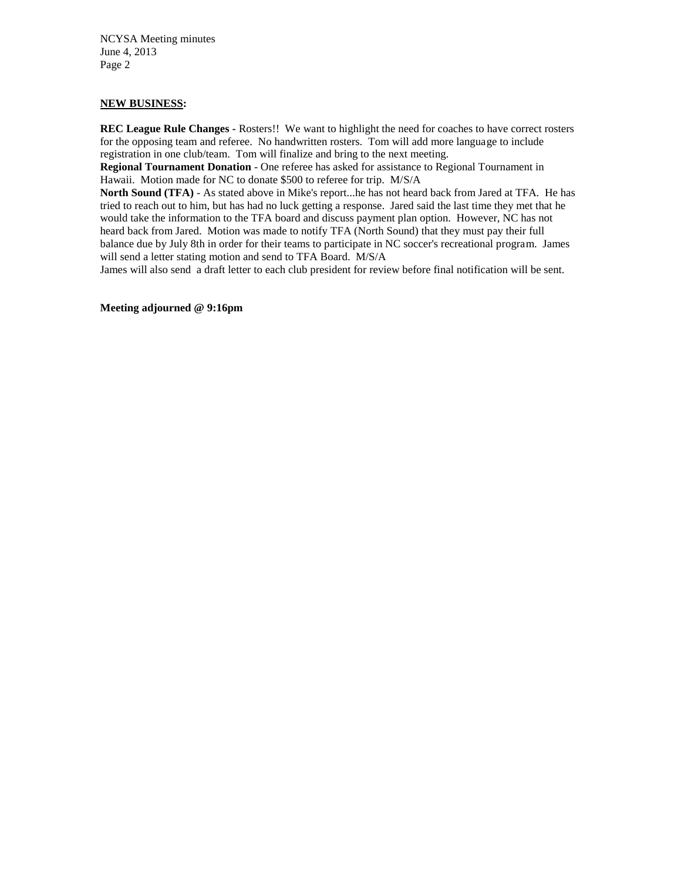**NEW BUSINESS:**

**REC League Rule Changes -** Rosters!! We want to highlight the need for coaches to have correct rosters for the opposing team and referee. No handwritten rosters. Tom will add more language to include registration in one club/team. Tom will finalize and bring to the next meeting.

**Regional Tournament Donation** - One referee has asked for assistance to Regional Tournament in Hawaii. Motion made for NC to donate $500 to referee for trip. M/S/A

**North Sound (TFA)** - As stated above in Mike's report...he has not heard back from Jared at TFA. He has tried to reach out to him, but has had no luck getting a response. Jared said the last time they met that he would take the information to the TFA board and discuss payment plan option. However, NC has not heard back from Jared. Motion was made to notify TFA (North Sound) that they must pay their full balance due by July 8th in order for their teams to participate in NC soccer's recreational program. James will send a letter stating motion and send to TFA Board. M/S/A

James will also send a draft letter to each club president for review before final notification will be sent.

**Meeting adjourned @ 9:16pm**